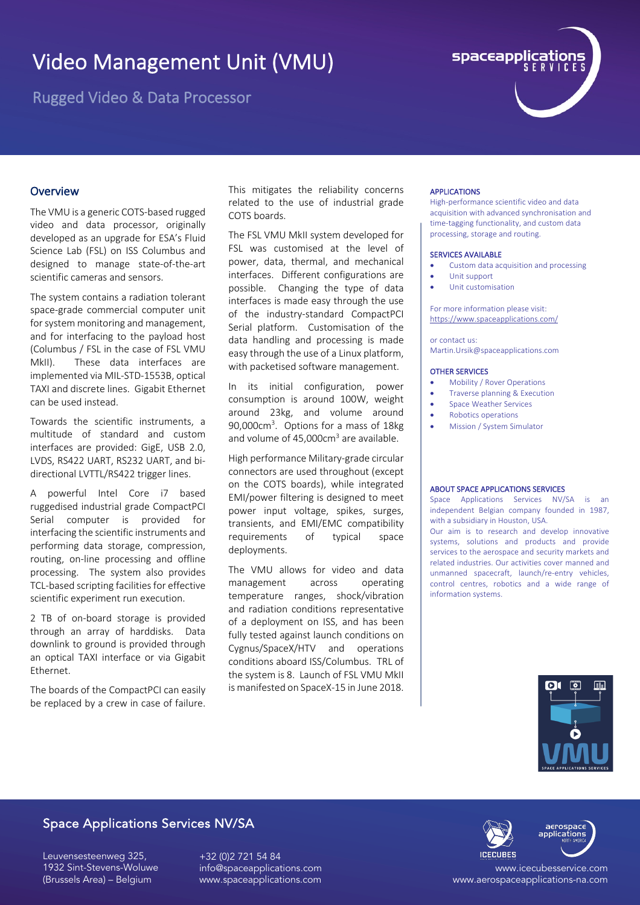# Video Management Unit (VMU)

## Rugged Video & Data Processor

### Overview

The VMU is a generic COTS-based rugged video and data processor, originally developed as an upgrade for ESA's Fluid Science Lab (FSL) on ISS Columbus and designed to manage state-of-the-art scientific cameras and sensors.

The system contains a radiation tolerant space-grade commercial computer unit for system monitoring and management, and for interfacing to the payload host (Columbus / FSL in the case of FSL VMU MkII). These data interfaces are implemented via MIL-STD-1553B, optical TAXI and discrete lines. Gigabit Ethernet can be used instead.

Towards the scientific instruments, a multitude of standard and custom interfaces are provided: GigE, USB 2.0, LVDS, RS422 UART, RS232 UART, and bi-directional LVTTL/RS422 trigger lines.

A powerful Intel Core i7 based ruggedised industrial grade CompactPCI Serial computer is provided for interfacing the scientific instruments and performing data storage, compression, routing, on-line processing and offline processing. The system also provides TCL-based scripting facilities for effective scientific experiment run execution.

2 TB of on-board storage is provided through an array of harddisks. Data downlink to ground is provided through an optical TAXI interface or via Gigabit Ethernet.

The boards of the CompactPCI can easily be replaced by a crew in case of failure. This mitigates the reliability concerns related to the use of industrial grade COTS boards.

The FSL VMU MkII system developed for FSL was customised at the level of power, data, thermal, and mechanical interfaces. Different configurations are possible. Changing the type of data interfaces is made easy through the use of the industry-standard CompactPCI Serial platform. Customisation of the data handling and processing is made easy through the use of a Linux platform, with packetised software management.

In its initial configuration, power consumption is around 100W, weight around 23kg, and volume around 90,000cm$^3$. Options for a mass of 18kg and volume of 45,000cm$^3$ are available.

High performance Military-grade circular connectors are used throughout (except on the COTS boards), while integrated EMI/power filtering is designed to meet power input voltage, spikes, surges, transients, and EMI/EMC compatibility requirements of typical space deployments.

The VMU allows for video and data management across operating temperature ranges, shock/vibration and radiation conditions representative of a deployment on ISS, and has been fully tested against launch conditions on Cygnus/SpaceX/HTV and operations conditions aboard ISS/Columbus. TRL of the system is 8. Launch of FSL VMU MkII is manifested on SpaceX-15 in June 2018.

### APPLICATIONS

High-performance scientific video and data acquisition with advanced synchronisation and time-tagging functionality, and custom data processing, storage and routing.

### SERVICES AVAILABLE

- Custom data acquisition and processing
- Unit support
- Unit customisation

For more information please visit:
https://www.spaceapplications.com/

or contact us:
Martin.Ursik@spaceapplications.com

### OTHER SERVICES

- Mobility / Rover Operations
- Traverse planning & Execution
- Space Weather Services
- Robotics operations
- Mission / System Simulator

### ABOUT SPACE APPLICATIONS SERVICES

Space Applications Services NV/SA is an independent Belgian company founded in 1987, with a subsidiary in Houston, USA.
Our aim is to research and develop innovative systems, solutions and products and provide services to the aerospace and security markets and related industries. Our activities cover manned and unmanned spacecraft, launch/re-entry vehicles, control centres, robotics and a wide range of information systems.

## Space Applications Services NV/SA

Leuvensesteenweg 325,
1932 Sint-Stevens-Woluwe
(Brussels Area) – Belgium

+32 (0)2 721 54 84
info@spaceapplications.com
www.spaceapplications.com

www.icecubesservice.com
www.aerospaceapplications-na.com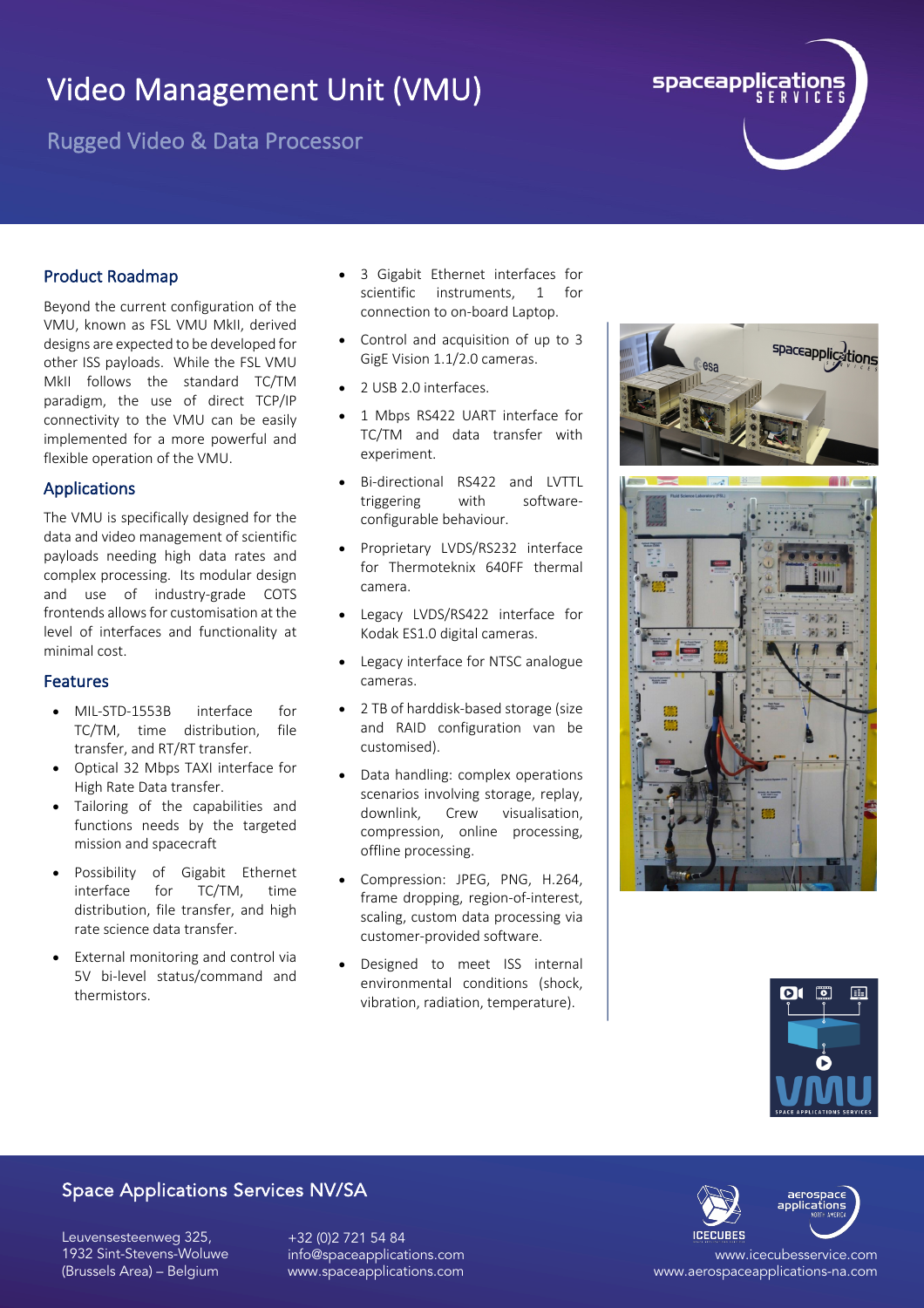# Video Management Unit (VMU)

## Rugged Video & Data Processor

### Product Roadmap

Beyond the current configuration of the VMU, known as FSL VMU MkII, derived designs are expected to be developed for other ISS payloads. While the FSL VMU MkII follows the standard TC/TM paradigm, the use of direct TCP/IP connectivity to the VMU can be easily implemented for a more powerful and flexible operation of the VMU.

### Applications

The VMU is specifically designed for the data and video management of scientific payloads needing high data rates and complex processing. Its modular design and use of industry-grade COTS frontends allows for customisation at the level of interfaces and functionality at minimal cost.

### Features

- MIL-STD-1553B interface for TC/TM, time distribution, file transfer, and RT/RT transfer.
- Optical 32 Mbps TAXI interface for High Rate Data transfer.
- Tailoring of the capabilities and functions needs by the targeted mission and spacecraft
- Possibility of Gigabit Ethernet interface for TC/TM, time distribution, file transfer, and high rate science data transfer.
- External monitoring and control via 5V bi-level status/command and thermistors.
- 3 Gigabit Ethernet interfaces for scientific instruments, 1 for connection to on-board Laptop.
- Control and acquisition of up to 3 GigE Vision 1.1/2.0 cameras.
- 2 USB 2.0 interfaces.
- 1 Mbps RS422 UART interface for TC/TM and data transfer with experiment.
- Bi-directional RS422 and LVTTL triggering with software-configurable behaviour.
- Proprietary LVDS/RS232 interface for Thermoteknix 640FF thermal camera.
- Legacy LVDS/RS422 interface for Kodak ES1.0 digital cameras.
- Legacy interface for NTSC analogue cameras.
- 2 TB of harddisk-based storage (size and RAID configuration van be customised).
- Data handling: complex operations scenarios involving storage, replay, downlink, Crew visualisation, compression, online processing, offline processing.
- Compression: JPEG, PNG, H.264, frame dropping, region-of-interest, scaling, custom data processing via customer-provided software.
- Designed to meet ISS internal environmental conditions (shock, vibration, radiation, temperature).

## Space Applications Services NV/SA

Leuvensesteenweg 325,
1932 Sint-Stevens-Woluwe
(Brussels Area) – Belgium

+32 (0)2 721 54 84
info@spaceapplications.com
www.spaceapplications.com

www.icecubesservice.com
www.aerospaceapplications-na.com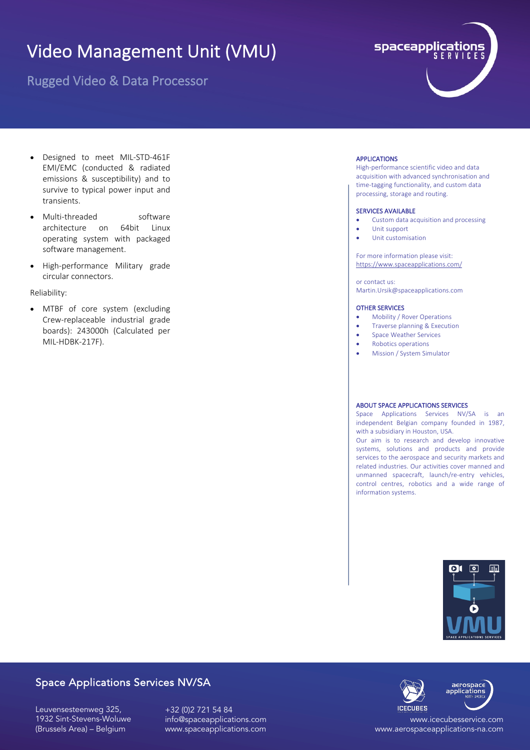# Video Management Unit (VMU)

## Rugged Video & Data Processor

- Designed to meet MIL-STD-461F EMI/EMC (conducted & radiated emissions & susceptibility) and to survive to typical power input and transients.
- Multi-threaded software architecture on 64bit Linux operating system with packaged software management.
- High-performance Military grade circular connectors.

Reliability:

- MTBF of core system (excluding Crew-replaceable industrial grade boards): 243000h (Calculated per MIL-HDBK-217F).

### APPLICATIONS

High-performance scientific video and data acquisition with advanced synchronisation and time-tagging functionality, and custom data processing, storage and routing.

### SERVICES AVAILABLE

- Custom data acquisition and processing
- Unit support
- Unit customisation

For more information please visit:
https://www.spaceapplications.com/

or contact us:
Martin.Ursik@spaceapplications.com

### OTHER SERVICES

- Mobility / Rover Operations
- Traverse planning & Execution
- Space Weather Services
- Robotics operations
- Mission / System Simulator

### ABOUT SPACE APPLICATIONS SERVICES

Space Applications Services NV/SA is an independent Belgian company founded in 1987, with a subsidiary in Houston, USA.
Our aim is to research and develop innovative systems, solutions and products and provide services to the aerospace and security markets and related industries. Our activities cover manned and unmanned spacecraft, launch/re-entry vehicles, control centres, robotics and a wide range of information systems.

## Space Applications Services NV/SA

Leuvensesteenweg 325,
1932 Sint-Stevens-Woluwe
(Brussels Area) – Belgium

+32 (0)2 721 54 84
info@spaceapplications.com
www.spaceapplications.com

www.icecubesservice.com
www.aerospaceapplications-na.com